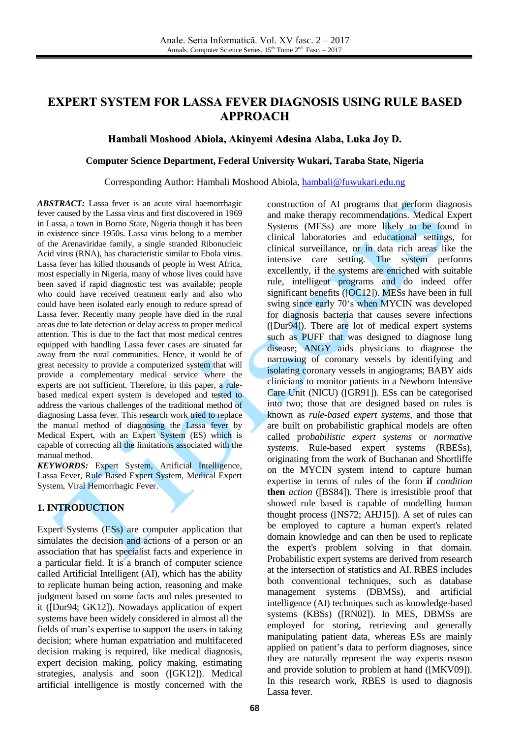# EXPERT SYSTEM FOR LASSA FEVER DIAGNOSIS USING RULE BASED APPROACH

**Hambali Moshood Abiola, Akinyemi Adesina Alaba, Luka Joy D.**

**Computer Science Department, Federal University Wukari, Taraba State, Nigeria**

Corresponding Author: Hambali Moshood Abiola, hambali@fuwukari.edu.ng

***ABSTRACT:*** Lassa fever is an acute viral haemorrhagic fever caused by the Lassa virus and first discovered in 1969 in Lassa, a town in Borno State, Nigeria though it has been in existence since 1950s. Lassa virus belong to a member of the Arenaviridae family, a single stranded Ribonucleic Acid virus (RNA), has characteristic similar to Ebola virus. Lassa fever has killed thousands of people in West Africa, most especially in Nigeria, many of whose lives could have been saved if rapid diagnostic test was available; people who could have received treatment early and also who could have been isolated early enough to reduce spread of Lassa fever. Recently many people have died in the rural areas due to late detection or delay access to proper medical attention. This is due to the fact that most medical centres equipped with handling Lassa fever cases are situated far away from the rural communities. Hence, it would be of great necessity to provide a computerized system that will provide a complementary medical service where the experts are not sufficient. Therefore, in this paper, a rule-based medical expert system is developed and tested to address the various challenges of the traditional method of diagnosing Lassa fever. This research work tried to replace the manual method of diagnosing the Lassa fever by Medical Expert, with an Expert System (ES) which is capable of correcting all the limitations associated with the manual method.

***KEYWORDS:*** Expert System, Artificial Intelligence, Lassa Fever, Rule Based Expert System, Medical Expert System, Viral Hemorrhagic Fever.

## 1. INTRODUCTION

Expert Systems (ESs) are computer application that simulates the decision and actions of a person or an association that has specialist facts and experience in a particular field. It is a branch of computer science called Artificial Intelligent (AI), which has the ability to replicate human being action, reasoning and make judgment based on some facts and rules presented to it ([Dur94; GK12]). Nowadays application of expert systems have been widely considered in almost all the fields of man's expertise to support the users in taking decision; where human expatriation and multifaceted decision making is required, like medical diagnosis, expert decision making, policy making, estimating strategies, analysis and soon ([GK12]). Medical artificial intelligence is mostly concerned with the construction of AI programs that perform diagnosis and make therapy recommendations. Medical Expert Systems (MESs) are more likely to be found in clinical laboratories and educational settings, for clinical surveillance, or in data rich areas like the intensive care setting. The system performs excellently, if the systems are enriched with suitable rule, intelligent programs and do indeed offer significant benefits ([OC12]). MESs have been in full swing since early 70's when MYCIN was developed for diagnosis bacteria that causes severe infections ([Dur94]). There are lot of medical expert systems such as PUFF that was designed to diagnose lung disease; ANGY aids physicians to diagnose the narrowing of coronary vessels by identifying and isolating coronary vessels in angiograms; BABY aids clinicians to monitor patients in a Newborn Intensive Care Unit (NICU) ([GR91]). ESs can be categorised into two; those that are designed based on rules is known as *rule-based expert systems*, and those that are built on probabilistic graphical models are often called p*robabilistic expert systems* or *normative systems*. Rule-based expert systems (RBESs), originating from the work of Buchanan and Shortliffe on the MYCIN system intend to capture human expertise in terms of rules of the form **if** *condition* **then** *action* ([BS84]). There is irresistible proof that showed rule based is capable of modelling human thought process ([NS72; AHJ15]). A set of rules can be employed to capture a human expert's related domain knowledge and can then be used to replicate the expert's problem solving in that domain. Probabilistic expert systems are derived from research at the intersection of statistics and AI. RBES includes both conventional techniques, such as database management systems (DBMSs), and artificial intelligence (AI) techniques such as knowledge-based systems (KBSs) ([RN02]). In MES, DBMSs are employed for storing, retrieving and generally manipulating patient data, whereas ESs are mainly applied on patient's data to perform diagnoses, since they are naturally represent the way experts reason and provide solution to problem at hand ([MKV09]). In this research work, RBES is used to diagnosis Lassa fever.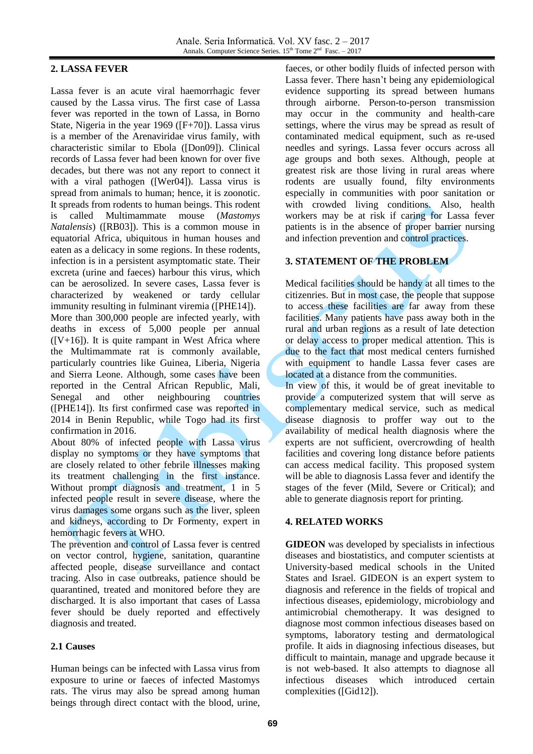## 2. LASSA FEVER

Lassa fever is an acute viral haemorrhagic fever caused by the Lassa virus. The first case of Lassa fever was reported in the town of Lassa, in Borno State, Nigeria in the year 1969 ([F+70]). Lassa virus is a member of the Arenaviridae virus family, with characteristic similar to Ebola ([Don09]). Clinical records of Lassa fever had been known for over five decades, but there was not any report to connect it with a viral pathogen ([Wer04]). Lassa virus is spread from animals to human; hence, it is zoonotic. It spreads from rodents to human beings. This rodent is called Multimammate mouse (*Mastomys Natalensis*) ([RB03]). This is a common mouse in equatorial Africa, ubiquitous in human houses and eaten as a delicacy in some regions. In these rodents, infection is in a persistent asymptomatic state. Their excreta (urine and faeces) harbour this virus, which can be aerosolized. In severe cases, Lassa fever is characterized by weakened or tardy cellular immunity resulting in fulminant viremia ([PHE14]).

More than 300,000 people are infected yearly, with deaths in excess of 5,000 people per annual ([V+16]). It is quite rampant in West Africa where the Multimammate rat is commonly available, particularly countries like Guinea, Liberia, Nigeria and Sierra Leone. Although, some cases have been reported in the Central African Republic, Mali, Senegal and other neighbouring countries ([PHE14]). Its first confirmed case was reported in 2014 in Benin Republic, while Togo had its first confirmation in 2016.

About 80% of infected people with Lassa virus display no symptoms or they have symptoms that are closely related to other febrile illnesses making its treatment challenging in the first instance. Without prompt diagnosis and treatment, 1 in 5 infected people result in severe disease, where the virus damages some organs such as the liver, spleen and kidneys, according to Dr Formenty, expert in hemorrhagic fevers at WHO.

The prevention and control of Lassa fever is centred on vector control, hygiene, sanitation, quarantine affected people, disease surveillance and contact tracing. Also in case outbreaks, patience should be quarantined, treated and monitored before they are discharged. It is also important that cases of Lassa fever should be duely reported and effectively diagnosis and treated.

### 2.1 Causes

Human beings can be infected with Lassa virus from exposure to urine or faeces of infected Mastomys rats. The virus may also be spread among human beings through direct contact with the blood, urine, faeces, or other bodily fluids of infected person with Lassa fever. There hasn't being any epidemiological evidence supporting its spread between humans through airborne. Person-to-person transmission may occur in the community and health-care settings, where the virus may be spread as result of contaminated medical equipment, such as re-used needles and syrings. Lassa fever occurs across all age groups and both sexes. Although, people at greatest risk are those living in rural areas where rodents are usually found, filty environments especially in communities with poor sanitation or with crowded living conditions. Also, health workers may be at risk if caring for Lassa fever patients is in the absence of proper barrier nursing and infection prevention and control practices.

## 3. STATEMENT OF THE PROBLEM

Medical facilities should be handy at all times to the citizenries. But in most case, the people that suppose to access these facilities are far away from these facilities. Many patients have pass away both in the rural and urban regions as a result of late detection or delay access to proper medical attention. This is due to the fact that most medical centers furnished with equipment to handle Lassa fever cases are located at a distance from the communities.

In view of this, it would be of great inevitable to provide a computerized system that will serve as complementary medical service, such as medical disease diagnosis to proffer way out to the availability of medical health diagnosis where the experts are not sufficient, overcrowding of health facilities and covering long distance before patients can access medical facility. This proposed system will be able to diagnosis Lassa fever and identify the stages of the fever (Mild, Severe or Critical); and able to generate diagnosis report for printing.

## 4. RELATED WORKS

**GIDEON** was developed by specialists in infectious diseases and biostatistics, and computer scientists at University-based medical schools in the United States and Israel. GIDEON is an expert system to diagnosis and reference in the fields of tropical and infectious diseases, epidemiology, microbiology and antimicrobial chemotherapy. It was designed to diagnose most common infectious diseases based on symptoms, laboratory testing and dermatological profile. It aids in diagnosing infectious diseases, but difficult to maintain, manage and upgrade because it is not web-based. It also attempts to diagnose all infectious diseases which introduced certain complexities ([Gid12]).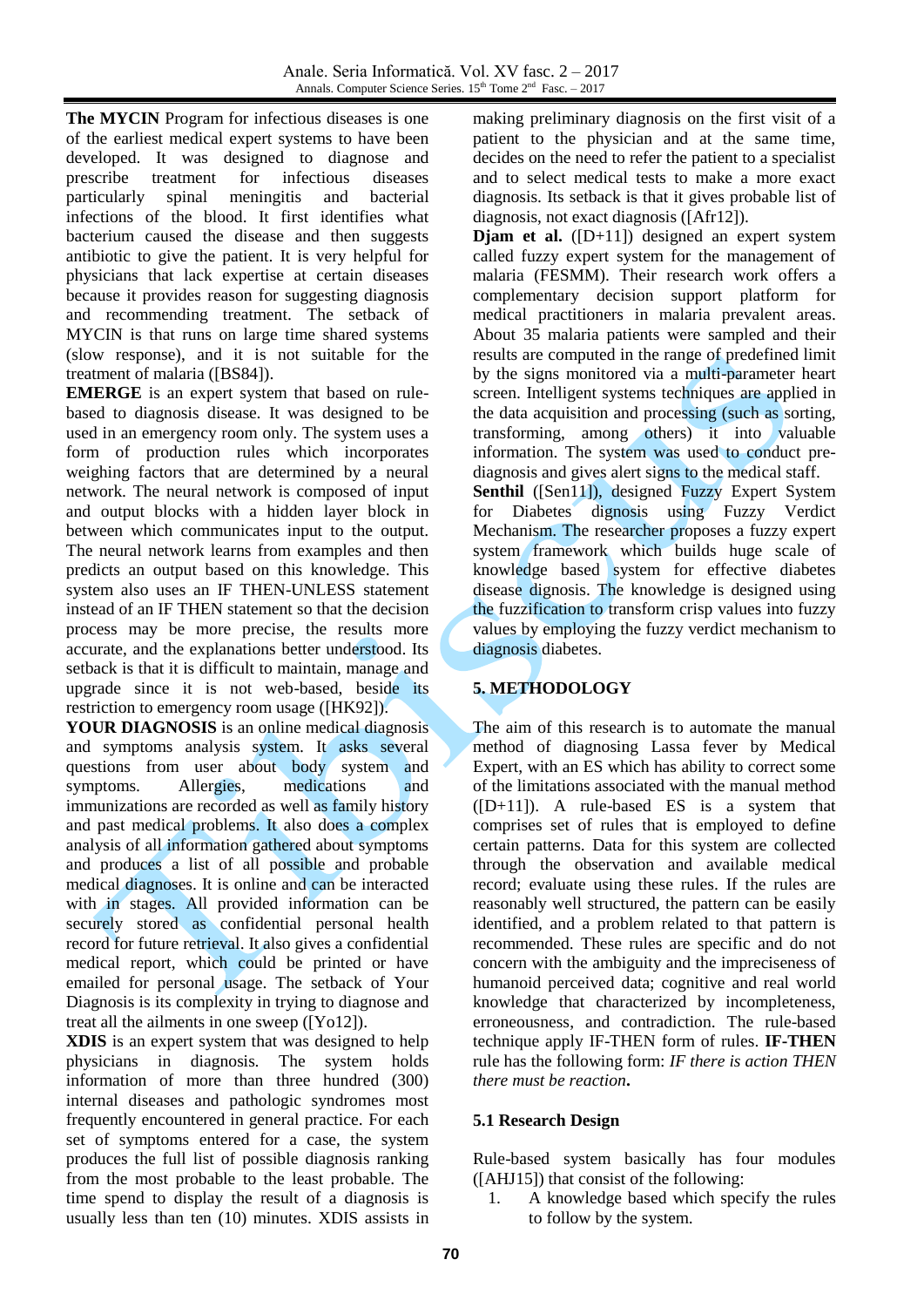**The MYCIN** Program for infectious diseases is one of the earliest medical expert systems to have been developed. It was designed to diagnose and prescribe treatment for infectious diseases particularly spinal meningitis and bacterial infections of the blood. It first identifies what bacterium caused the disease and then suggests antibiotic to give the patient. It is very helpful for physicians that lack expertise at certain diseases because it provides reason for suggesting diagnosis and recommending treatment. The setback of MYCIN is that runs on large time shared systems (slow response), and it is not suitable for the treatment of malaria ([BS84]).

**EMERGE** is an expert system that based on rule-based to diagnosis disease. It was designed to be used in an emergency room only. The system uses a form of production rules which incorporates weighing factors that are determined by a neural network. The neural network is composed of input and output blocks with a hidden layer block in between which communicates input to the output. The neural network learns from examples and then predicts an output based on this knowledge. This system also uses an IF THEN-UNLESS statement instead of an IF THEN statement so that the decision process may be more precise, the results more accurate, and the explanations better understood. Its setback is that it is difficult to maintain, manage and upgrade since it is not web-based, beside its restriction to emergency room usage ([HK92]).

**YOUR DIAGNOSIS** is an online medical diagnosis and symptoms analysis system. It asks several questions from user about body system and symptoms. Allergies, medications and immunizations are recorded as well as family history and past medical problems. It also does a complex analysis of all information gathered about symptoms and produces a list of all possible and probable medical diagnoses. It is online and can be interacted with in stages. All provided information can be securely stored as confidential personal health record for future retrieval. It also gives a confidential medical report, which could be printed or have emailed for personal usage. The setback of Your Diagnosis is its complexity in trying to diagnose and treat all the ailments in one sweep ([Yo12]).

**XDIS** is an expert system that was designed to help physicians in diagnosis. The system holds information of more than three hundred (300) internal diseases and pathologic syndromes most frequently encountered in general practice. For each set of symptoms entered for a case, the system produces the full list of possible diagnosis ranking from the most probable to the least probable. The time spend to display the result of a diagnosis is usually less than ten (10) minutes. XDIS assists in making preliminary diagnosis on the first visit of a patient to the physician and at the same time, decides on the need to refer the patient to a specialist and to select medical tests to make a more exact diagnosis. Its setback is that it gives probable list of diagnosis, not exact diagnosis ([Afr12]).

**Djam et al.** ([D+11]) designed an expert system called fuzzy expert system for the management of malaria (FESMM). Their research work offers a complementary decision support platform for medical practitioners in malaria prevalent areas. About 35 malaria patients were sampled and their results are computed in the range of predefined limit by the signs monitored via a multi-parameter heart screen. Intelligent systems techniques are applied in the data acquisition and processing (such as sorting, transforming, among others) it into valuable information. The system was used to conduct pre-diagnosis and gives alert signs to the medical staff.

**Senthil** ([Sen11]), designed Fuzzy Expert System for Diabetes dignosis using Fuzzy Verdict Mechanism. The researcher proposes a fuzzy expert system framework which builds huge scale of knowledge based system for effective diabetes disease dignosis. The knowledge is designed using the fuzzification to transform crisp values into fuzzy values by employing the fuzzy verdict mechanism to diagnosis diabetes.

## 5. METHODOLOGY

The aim of this research is to automate the manual method of diagnosing Lassa fever by Medical Expert, with an ES which has ability to correct some of the limitations associated with the manual method ([D+11]). A rule-based ES is a system that comprises set of rules that is employed to define certain patterns. Data for this system are collected through the observation and available medical record; evaluate using these rules. If the rules are reasonably well structured, the pattern can be easily identified, and a problem related to that pattern is recommended. These rules are specific and do not concern with the ambiguity and the impreciseness of humanoid perceived data; cognitive and real world knowledge that characterized by incompleteness, erroneousness, and contradiction. The rule-based technique apply IF-THEN form of rules. **IF-THEN** rule has the following form: *IF there is action THEN there must be reaction***.**

### 5.1 Research Design

Rule-based system basically has four modules ([AHJ15]) that consist of the following:

1. A knowledge based which specify the rules to follow by the system.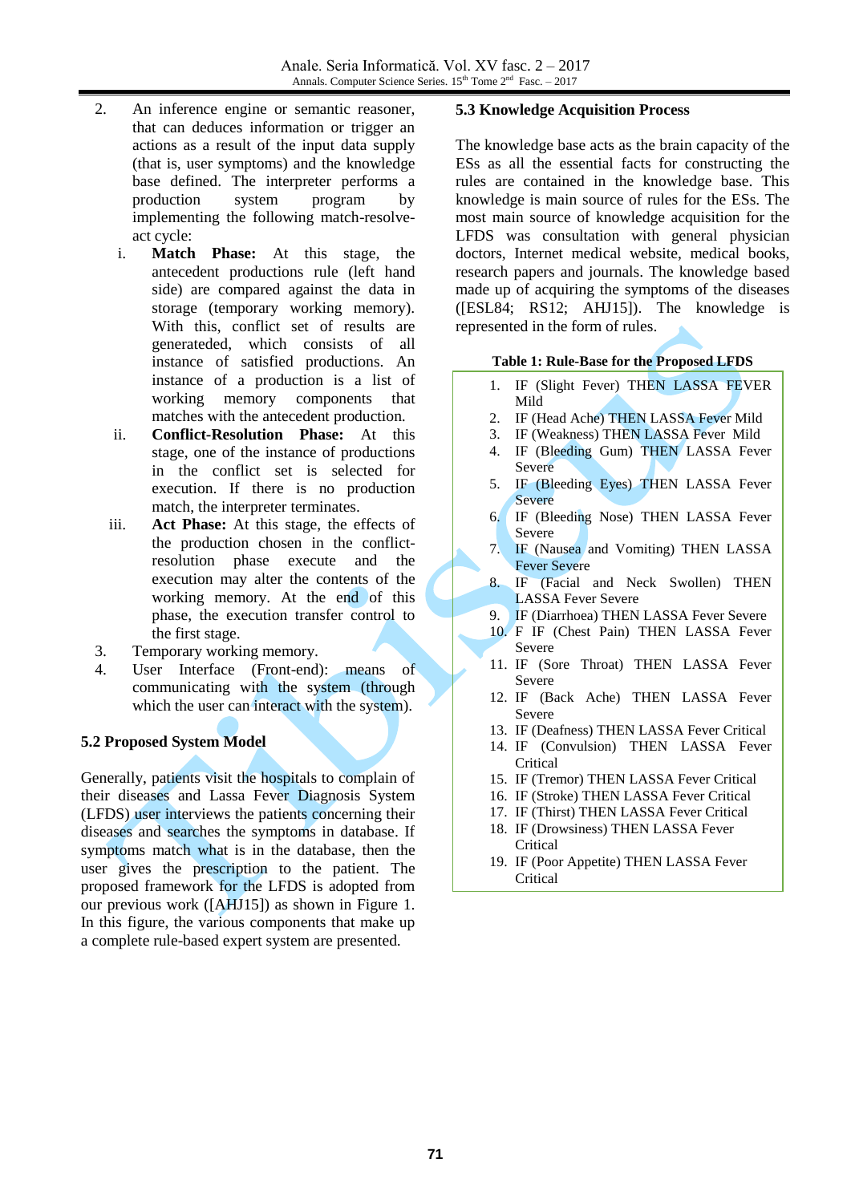2. An inference engine or semantic reasoner, that can deduces information or trigger an actions as a result of the input data supply (that is, user symptoms) and the knowledge base defined. The interpreter performs a production system program by implementing the following match-resolve-act cycle:
   i. **Match Phase:** At this stage, the antecedent productions rule (left hand side) are compared against the data in storage (temporary working memory). With this, conflict set of results are generateded, which consists of all instance of satisfied productions. An instance of a production is a list of working memory components that matches with the antecedent production.
   ii. **Conflict-Resolution Phase:** At this stage, one of the instance of productions in the conflict set is selected for execution. If there is no production match, the interpreter terminates.
   iii. **Act Phase:** At this stage, the effects of the production chosen in the conflict-resolution phase execute and the execution may alter the contents of the working memory. At the end of this phase, the execution transfer control to the first stage.
3. Temporary working memory.
4. User Interface (Front-end): means of communicating with the system (through which the user can interact with the system).

### 5.2 Proposed System Model

Generally, patients visit the hospitals to complain of their diseases and Lassa Fever Diagnosis System (LFDS) user interviews the patients concerning their diseases and searches the symptoms in database. If symptoms match what is in the database, then the user gives the prescription to the patient. The proposed framework for the LFDS is adopted from our previous work ([AHJ15]) as shown in Figure 1. In this figure, the various components that make up a complete rule-based expert system are presented.

### 5.3 Knowledge Acquisition Process

The knowledge base acts as the brain capacity of the ESs as all the essential facts for constructing the rules are contained in the knowledge base. This knowledge is main source of rules for the ESs. The most main source of knowledge acquisition for the LFDS was consultation with general physician doctors, Internet medical website, medical books, research papers and journals. The knowledge based made up of acquiring the symptoms of the diseases ([ESL84; RS12; AHJ15]). The knowledge is represented in the form of rules.

**Table 1: Rule-Base for the Proposed LFDS**

1. IF (Slight Fever) THEN LASSA FEVER Mild
2. IF (Head Ache) THEN LASSA Fever Mild
3. IF (Weakness) THEN LASSA Fever Mild
4. IF (Bleeding Gum) THEN LASSA Fever Severe
5. IF (Bleeding Eyes) THEN LASSA Fever Severe
6. IF (Bleeding Nose) THEN LASSA Fever Severe
7. IF (Nausea and Vomiting) THEN LASSA Fever Severe
8. IF (Facial and Neck Swollen) THEN LASSA Fever Severe
9. IF (Diarrhoea) THEN LASSA Fever Severe
10. F IF (Chest Pain) THEN LASSA Fever Severe
11. IF (Sore Throat) THEN LASSA Fever Severe
12. IF (Back Ache) THEN LASSA Fever Severe
13. IF (Deafness) THEN LASSA Fever Critical
14. IF (Convulsion) THEN LASSA Fever Critical
15. IF (Tremor) THEN LASSA Fever Critical
16. IF (Stroke) THEN LASSA Fever Critical
17. IF (Thirst) THEN LASSA Fever Critical
18. IF (Drowsiness) THEN LASSA Fever Critical
19. IF (Poor Appetite) THEN LASSA Fever Critical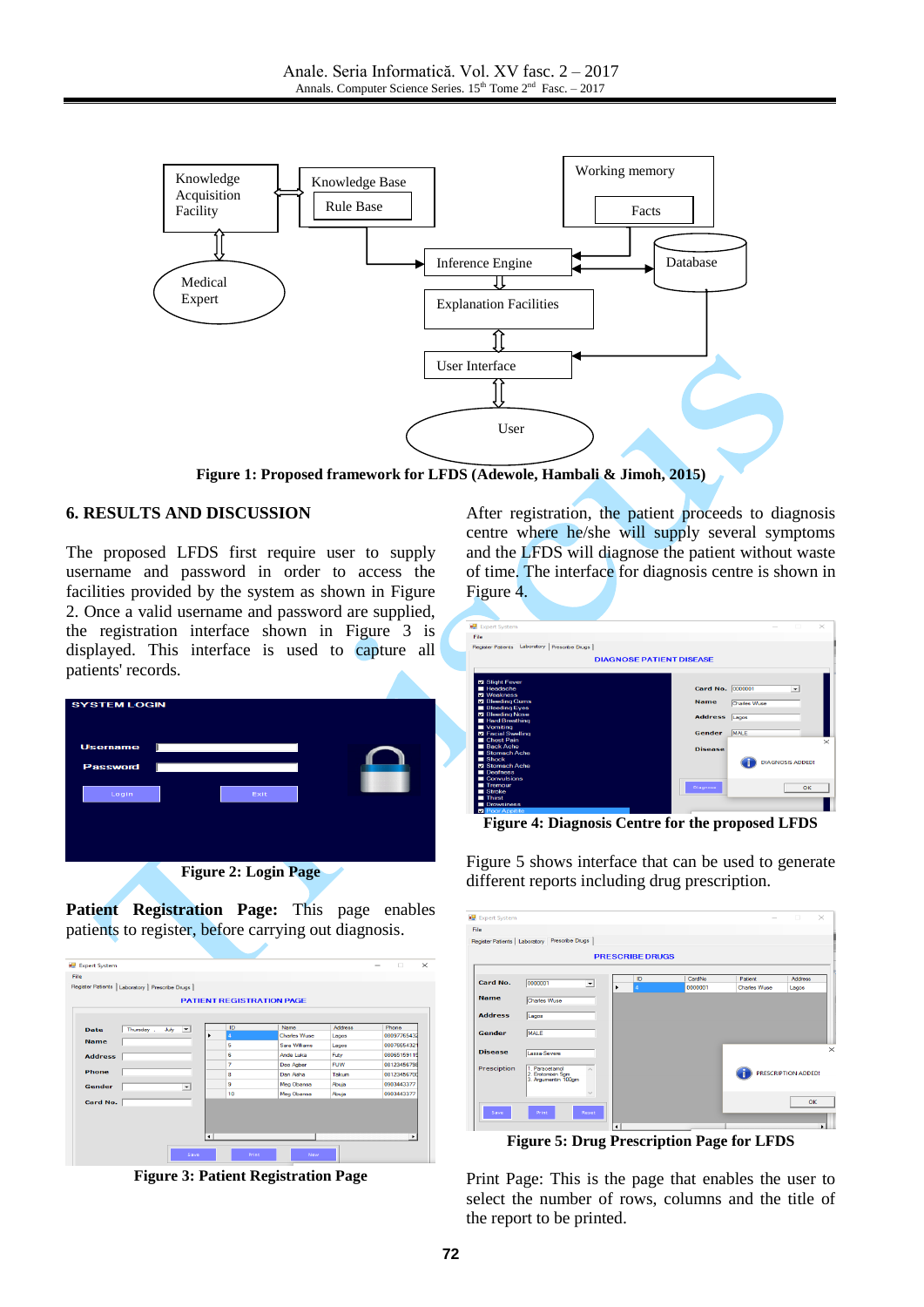**Figure 1: Proposed framework for LFDS (Adewole, Hambali & Jimoh, 2015)**

## 6. RESULTS AND DISCUSSION

The proposed LFDS first require user to supply username and password in order to access the facilities provided by the system as shown in Figure 2. Once a valid username and password are supplied, the registration interface shown in Figure 3 is displayed. This interface is used to capture all patients' records.

**Figure 2: Login Page**

**Patient Registration Page:** This page enables patients to register, before carrying out diagnosis.

**Figure 3: Patient Registration Page**

After registration, the patient proceeds to diagnosis centre where he/she will supply several symptoms and the LFDS will diagnose the patient without waste of time. The interface for diagnosis centre is shown in Figure 4.

**Figure 4: Diagnosis Centre for the proposed LFDS**

Figure 5 shows interface that can be used to generate different reports including drug prescription.

**Figure 5: Drug Prescription Page for LFDS**

Print Page: This is the page that enables the user to select the number of rows, columns and the title of the report to be printed.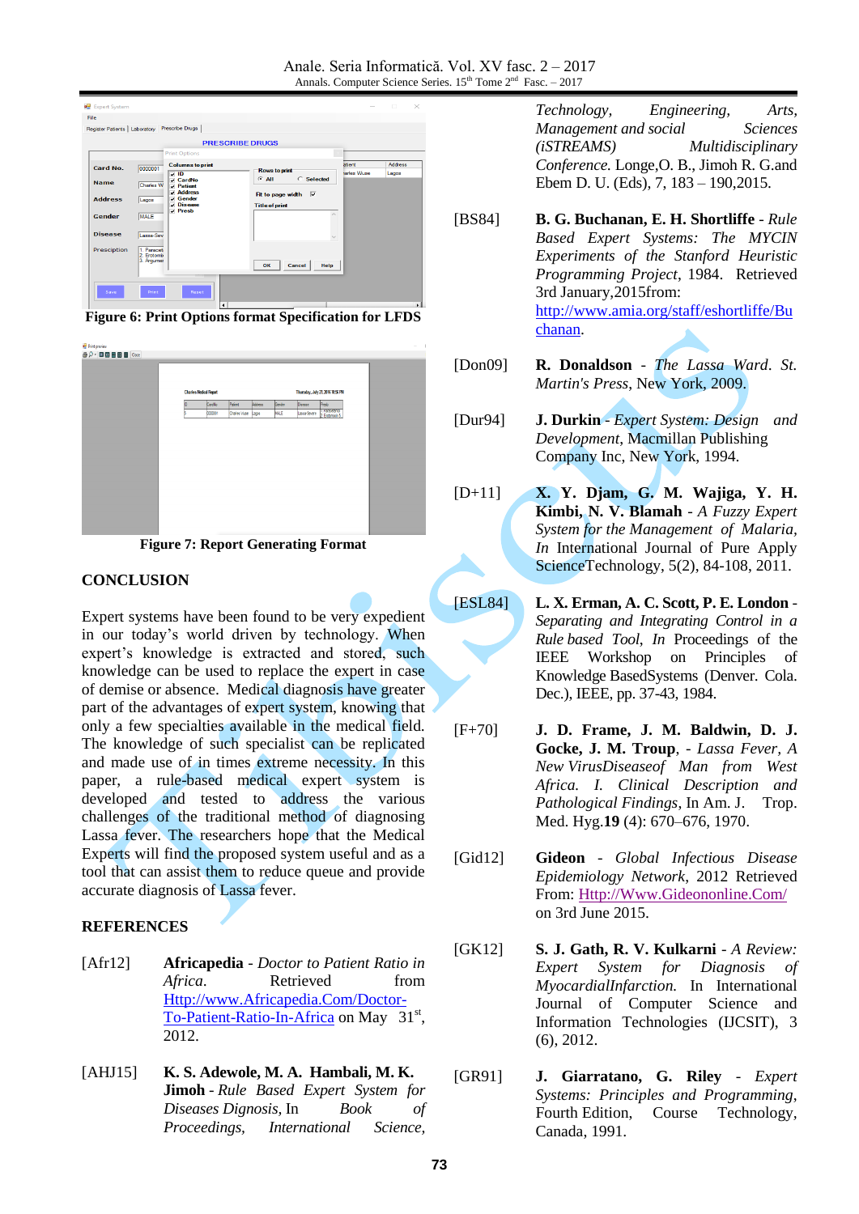Figure 6: Print Options format Specification for LFDS

Figure 7: Report Generating Format

## CONCLUSION

Expert systems have been found to be very expedient in our today's world driven by technology. When expert's knowledge is extracted and stored, such knowledge can be used to replace the expert in case of demise or absence. Medical diagnosis have greater part of the advantages of expert system, knowing that only a few specialties available in the medical field. The knowledge of such specialist can be replicated and made use of in times extreme necessity. In this paper, a rule-based medical expert system is developed and tested to address the various challenges of the traditional method of diagnosing Lassa fever. The researchers hope that the Medical Experts will find the proposed system useful and as a tool that can assist them to reduce queue and provide accurate diagnosis of Lassa fever.

## REFERENCES

[Afr12] **Africapedia** - *Doctor to Patient Ratio in Africa*. Retrieved from Http://www.Africapedia.Com/Doctor-To-Patient-Ratio-In-Africa on May 31st, 2012.

[AHJ15] **K. S. Adewole, M. A. Hambali, M. K. Jimoh** - *Rule Based Expert System for Diseases Dignosis*, In *Book of Proceedings, International Science, Technology, Engineering, Arts, Management and social Sciences (iSTREAMS) Multidisciplinary Conference*. Longe,O. B., Jimoh R. G.and Ebem D. U. (Eds), 7, 183 – 190,2015.

[BS84] **B. G. Buchanan, E. H. Shortliffe** - *Rule Based Expert Systems: The MYCIN Experiments of the Stanford Heuristic Programming Project*, 1984. Retrieved 3rd January,2015from: http://www.amia.org/staff/eshortliffe/Buchanan.

[Don09] **R. Donaldson** - *The Lassa Ward*. *St. Martin's Press*, New York, 2009.

[Dur94] **J. Durkin** - *Expert System: Design and Development*, Macmillan Publishing Company Inc, New York, 1994.

[D+11] **X. Y. Djam, G. M. Wajiga, Y. H. Kimbi, N. V. Blamah** - *A Fuzzy Expert System for the Management of Malaria*, *In* International Journal of Pure Apply ScienceTechnology, 5(2), 84-108, 2011.

[ESL84] **L. X. Erman, A. C. Scott, P. E. London** - *Separating and Integrating Control in a Rule based Tool*, *In* Proceedings of the IEEE Workshop on Principles of Knowledge BasedSystems (Denver. Cola. Dec.), IEEE, pp. 37-43, 1984.

[F+70] **J. D. Frame, J. M. Baldwin, D. J. Gocke, J. M. Troup**, - *Lassa Fever, A New VirusDiseaseof Man from West Africa. I. Clinical Description and Pathological Findings*, In Am. J. Trop. Med. Hyg.**19** (4): 670–676, 1970.

[Gid12] **Gideon** - *Global Infectious Disease Epidemiology Network*, 2012 Retrieved From: Http://Www.Gideononline.Com/ on 3rd June 2015.

[GK12] **S. J. Gath, R. V. Kulkarni** - *A Review: Expert System for Diagnosis of MyocardialInfarction.* In International Journal of Computer Science and Information Technologies (IJCSIT), 3 (6), 2012.

[GR91] **J. Giarratano, G. Riley** - *Expert Systems: Principles and Programming*, Fourth Edition, Course Technology, Canada, 1991.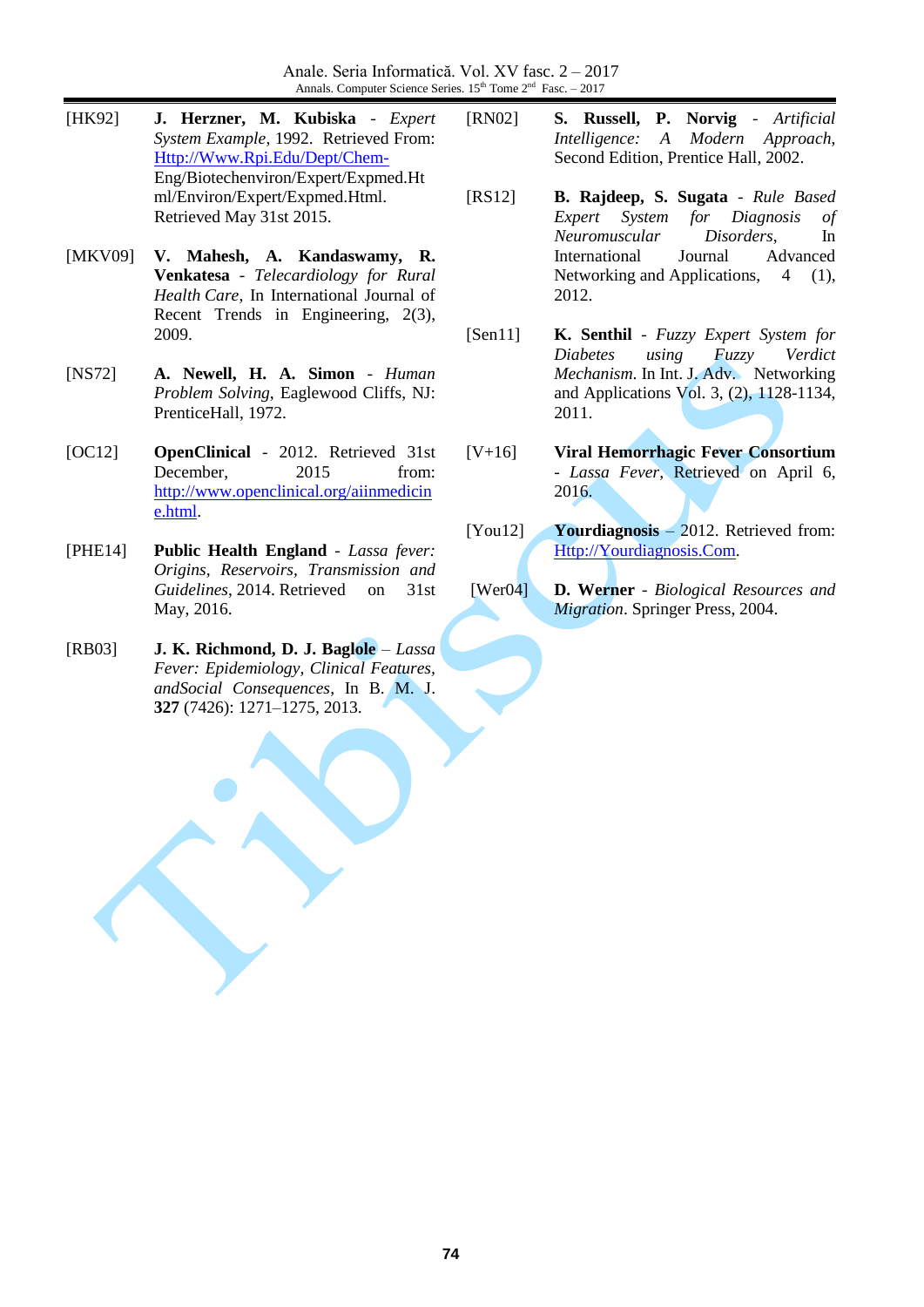[HK92] **J. Herzner, M. Kubiska** - *Expert System Example*, 1992. Retrieved From: Http://Www.Rpi.Edu/Dept/Chem-Eng/Biotechenviron/Expert/Expmed.Html. Retrieved May 31st 2015.

[MKV09] **V. Mahesh, A. Kandaswamy, R. Venkatesa** - *Telecardiology for Rural Health Care*, In International Journal of Recent Trends in Engineering, 2(3), 2009.

[NS72] **A. Newell, H. A. Simon** - *Human Problem Solving*, Eaglewood Cliffs, NJ: PrenticeHall, 1972.

[OC12] **OpenClinical** - 2012. Retrieved 31st December, 2015 from: http://www.openclinical.org/aiinmedicine.html.

[PHE14] **Public Health England** - *Lassa fever: Origins, Reservoirs, Transmission and Guidelines*, 2014. Retrieved on 31st May, 2016.

[RB03] **J. K. Richmond, D. J. Baglole** – *Lassa Fever: Epidemiology, Clinical Features, andSocial Consequences*, In B. M. J. **327** (7426): 1271–1275, 2013.

[RN02] **S. Russell, P. Norvig** - *Artificial Intelligence: A Modern Approach*, Second Edition, Prentice Hall, 2002.

[RS12] **B. Rajdeep, S. Sugata** - *Rule Based Expert System for Diagnosis of Neuromuscular Disorders*, In International Journal Advanced Networking and Applications, 4 (1), 2012.

[Sen11] **K. Senthil** - *Fuzzy Expert System for Diabetes using Fuzzy Verdict Mechanism*. In Int. J. Adv. Networking and Applications Vol. 3, (2), 1128-1134, 2011.

[V+16] **Viral Hemorrhagic Fever Consortium** - *Lassa Fever*, Retrieved on April 6, 2016.

[You12] **Yourdiagnosis** – 2012. Retrieved from: Http://Yourdiagnosis.Com.

[Wer04] **D. Werner** - *Biological Resources and Migration*. Springer Press, 2004.